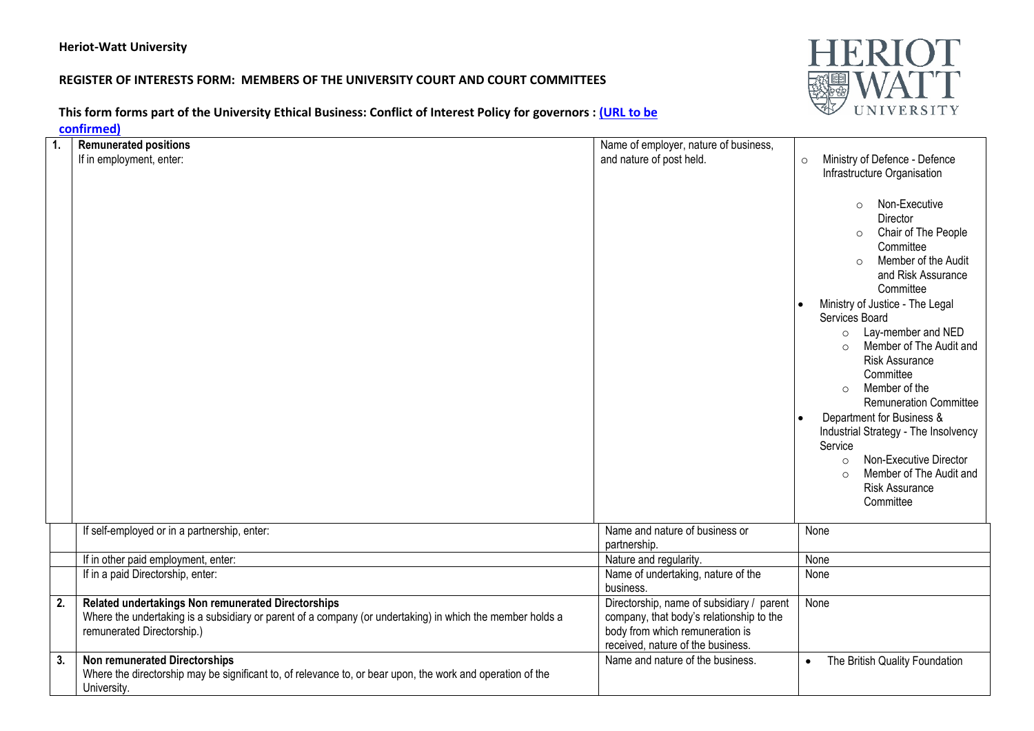**Heriot-Watt University**

**REGISTER OF INTERESTS FORM: MEMBERS OF THE UNIVERSITY COURT AND COURT COMMITTEES**

**This form forms part of the University Ethical Business: Conflict of Interest Policy for governors : [(URL to be confirmed)]()**

| | | | |
|---|---|---|---|
| **1.** | **Remunerated positions**<br>If in employment, enter: | Name of employer, nature of business, and nature of post held. | ○ Ministry of Defence - Defence Infrastructure Organisation<br>&nbsp;&nbsp;&nbsp;&nbsp;○ Non-Executive Director<br>&nbsp;&nbsp;&nbsp;&nbsp;○ Chair of The People Committee<br>&nbsp;&nbsp;&nbsp;&nbsp;○ Member of the Audit and Risk Assurance Committee<br>• Ministry of Justice - The Legal Services Board<br>&nbsp;&nbsp;&nbsp;&nbsp;○ Lay-member and NED<br>&nbsp;&nbsp;&nbsp;&nbsp;○ Member of The Audit and Risk Assurance Committee<br>&nbsp;&nbsp;&nbsp;&nbsp;○ Member of the Remuneration Committee<br>• Department for Business & Industrial Strategy - The Insolvency Service<br>&nbsp;&nbsp;&nbsp;&nbsp;○ Non-Executive Director<br>&nbsp;&nbsp;&nbsp;&nbsp;○ Member of The Audit and Risk Assurance Committee |
| | If self-employed or in a partnership, enter: | Name and nature of business or partnership. | None |
| | If in other paid employment, enter: | Nature and regularity. | None |
| | If in a paid Directorship, enter: | Name of undertaking, nature of the business. | None |
| **2.** | **Related undertakings Non remunerated Directorships**<br>Where the undertaking is a subsidiary or parent of a company (or undertaking) in which the member holds a remunerated Directorship.) | Directorship, name of subsidiary / parent company, that body's relationship to the body from which remuneration is received, nature of the business. | None |
| **3.** | **Non remunerated Directorships**<br>Where the directorship may be significant to, of relevance to, or bear upon, the work and operation of the University. | Name and nature of the business. | • The British Quality Foundation |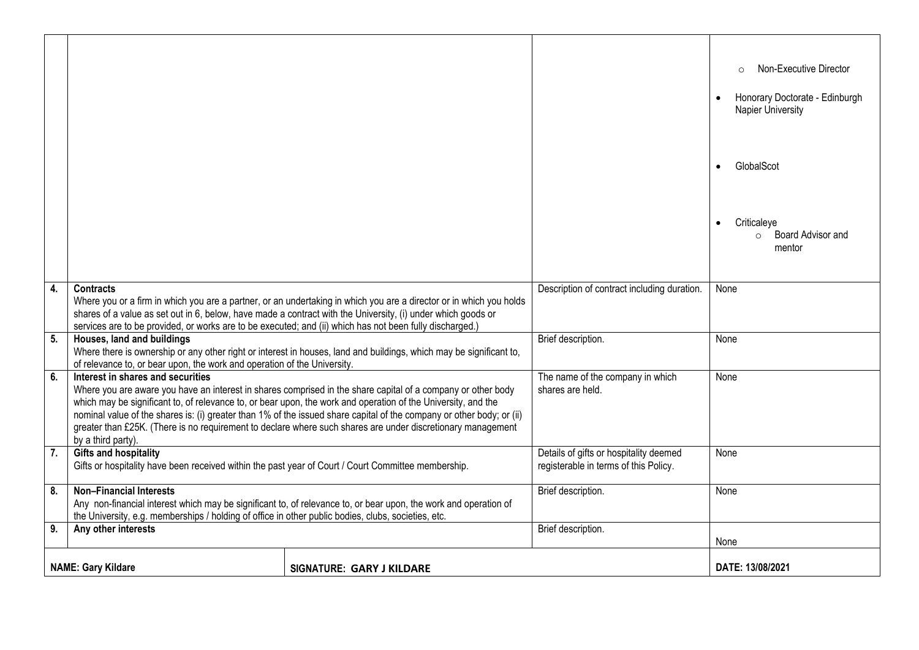| | | | |
|---|---|---|---|
| | | | <ul><li>Non-Executive Director</li></ul><ul><li>Honorary Doctorate - Edinburgh Napier University</li><li>GlobalScot</li><li>Criticaleye<ul><li>Board Advisor and mentor</li></ul></li></ul> |
| 4. | **Contracts**<br>Where you or a firm in which you are a partner, or an undertaking in which you are a director or in which you holds shares of a value as set out in 6, below, have made a contract with the University, (i) under which goods or services are to be provided, or works are to be executed; and (ii) which has not been fully discharged.) | Description of contract including duration. | None |
| 5. | **Houses, land and buildings**<br>Where there is ownership or any other right or interest in houses, land and buildings, which may be significant to, of relevance to, or bear upon, the work and operation of the University. | Brief description. | None |
| 6. | **Interest in shares and securities**<br>Where you are aware you have an interest in shares comprised in the share capital of a company or other body which may be significant to, of relevance to, or bear upon, the work and operation of the University, and the nominal value of the shares is: (i) greater than 1% of the issued share capital of the company or other body; or (ii) greater than £25K. (There is no requirement to declare where such shares are under discretionary management by a third party). | The name of the company in which shares are held. | None |
| 7. | **Gifts and hospitality**<br>Gifts or hospitality have been received within the past year of Court / Court Committee membership. | Details of gifts or hospitality deemed registerable in terms of this Policy. | None |
| 8. | **Non–Financial Interests**<br>Any non-financial interest which may be significant to, of relevance to, or bear upon, the work and operation of the University, e.g. memberships / holding of office in other public bodies, clubs, societies, etc. | Brief description. | None |
| 9. | **Any other interests** | Brief description. | None |

| | | |
|---|---|---|
| **NAME: Gary Kildare** | **SIGNATURE: GARY J KILDARE** | **DATE: 13/08/2021** |